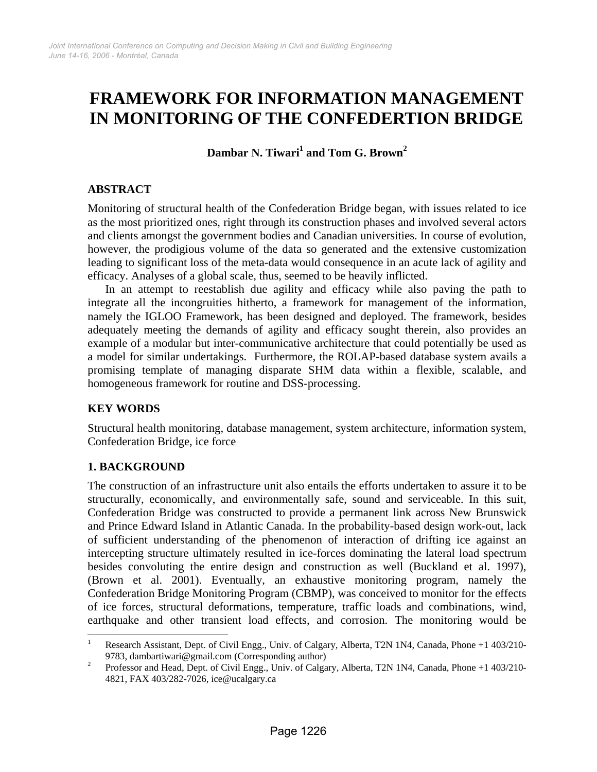# FRAMEWORK FOR INFORMATION MANAGEMENT IN MONITORING OF THE CONFEDERTION BRIDGE

**Dambar N. Tiwari[1] and Tom G. Brown[2]**

## ABSTRACT

Monitoring of structural health of the Confederation Bridge began, with issues related to ice as the most prioritized ones, right through its construction phases and involved several actors and clients amongst the government bodies and Canadian universities. In course of evolution, however, the prodigious volume of the data so generated and the extensive customization leading to significant loss of the meta-data would consequence in an acute lack of agility and efficacy. Analyses of a global scale, thus, seemed to be heavily inflicted.

In an attempt to reestablish due agility and efficacy while also paving the path to integrate all the incongruities hitherto, a framework for management of the information, namely the IGLOO Framework, has been designed and deployed. The framework, besides adequately meeting the demands of agility and efficacy sought therein, also provides an example of a modular but inter-communicative architecture that could potentially be used as a model for similar undertakings. Furthermore, the ROLAP-based database system avails a promising template of managing disparate SHM data within a flexible, scalable, and homogeneous framework for routine and DSS-processing.

## KEY WORDS

Structural health monitoring, database management, system architecture, information system, Confederation Bridge, ice force

## 1. BACKGROUND

The construction of an infrastructure unit also entails the efforts undertaken to assure it to be structurally, economically, and environmentally safe, sound and serviceable. In this suit, Confederation Bridge was constructed to provide a permanent link across New Brunswick and Prince Edward Island in Atlantic Canada. In the probability-based design work-out, lack of sufficient understanding of the phenomenon of interaction of drifting ice against an intercepting structure ultimately resulted in ice-forces dominating the lateral load spectrum besides convoluting the entire design and construction as well (Buckland et al. 1997), (Brown et al. 2001). Eventually, an exhaustive monitoring program, namely the Confederation Bridge Monitoring Program (CBMP), was conceived to monitor for the effects of ice forces, structural deformations, temperature, traffic loads and combinations, wind, earthquake and other transient load effects, and corrosion. The monitoring would be

---

[1] Research Assistant, Dept. of Civil Engg., Univ. of Calgary, Alberta, T2N 1N4, Canada, Phone +1 403/210-9783, dambartiwari@gmail.com (Corresponding author)

[2] Professor and Head, Dept. of Civil Engg., Univ. of Calgary, Alberta, T2N 1N4, Canada, Phone +1 403/210-4821, FAX 403/282-7026, ice@ucalgary.ca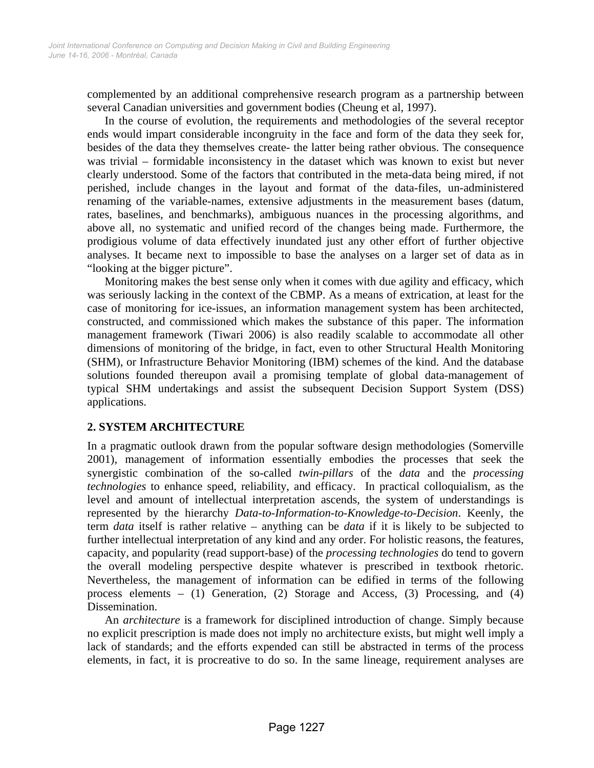complemented by an additional comprehensive research program as a partnership between several Canadian universities and government bodies (Cheung et al, 1997).

In the course of evolution, the requirements and methodologies of the several receptor ends would impart considerable incongruity in the face and form of the data they seek for, besides of the data they themselves create- the latter being rather obvious. The consequence was trivial – formidable inconsistency in the dataset which was known to exist but never clearly understood. Some of the factors that contributed in the meta-data being mired, if not perished, include changes in the layout and format of the data-files, un-administered renaming of the variable-names, extensive adjustments in the measurement bases (datum, rates, baselines, and benchmarks), ambiguous nuances in the processing algorithms, and above all, no systematic and unified record of the changes being made. Furthermore, the prodigious volume of data effectively inundated just any other effort of further objective analyses. It became next to impossible to base the analyses on a larger set of data as in "looking at the bigger picture".

Monitoring makes the best sense only when it comes with due agility and efficacy, which was seriously lacking in the context of the CBMP. As a means of extrication, at least for the case of monitoring for ice-issues, an information management system has been architected, constructed, and commissioned which makes the substance of this paper. The information management framework (Tiwari 2006) is also readily scalable to accommodate all other dimensions of monitoring of the bridge, in fact, even to other Structural Health Monitoring (SHM), or Infrastructure Behavior Monitoring (IBM) schemes of the kind. And the database solutions founded thereupon avail a promising template of global data-management of typical SHM undertakings and assist the subsequent Decision Support System (DSS) applications.

## 2. SYSTEM ARCHITECTURE

In a pragmatic outlook drawn from the popular software design methodologies (Somerville 2001), management of information essentially embodies the processes that seek the synergistic combination of the so-called *twin-pillars* of the *data* and the *processing technologies* to enhance speed, reliability, and efficacy. In practical colloquialism, as the level and amount of intellectual interpretation ascends, the system of understandings is represented by the hierarchy *Data-to-Information-to-Knowledge-to-Decision*. Keenly, the term *data* itself is rather relative – anything can be *data* if it is likely to be subjected to further intellectual interpretation of any kind and any order. For holistic reasons, the features, capacity, and popularity (read support-base) of the *processing technologies* do tend to govern the overall modeling perspective despite whatever is prescribed in textbook rhetoric. Nevertheless, the management of information can be edified in terms of the following process elements – (1) Generation, (2) Storage and Access, (3) Processing, and (4) Dissemination.

An *architecture* is a framework for disciplined introduction of change. Simply because no explicit prescription is made does not imply no architecture exists, but might well imply a lack of standards; and the efforts expended can still be abstracted in terms of the process elements, in fact, it is procreative to do so. In the same lineage, requirement analyses are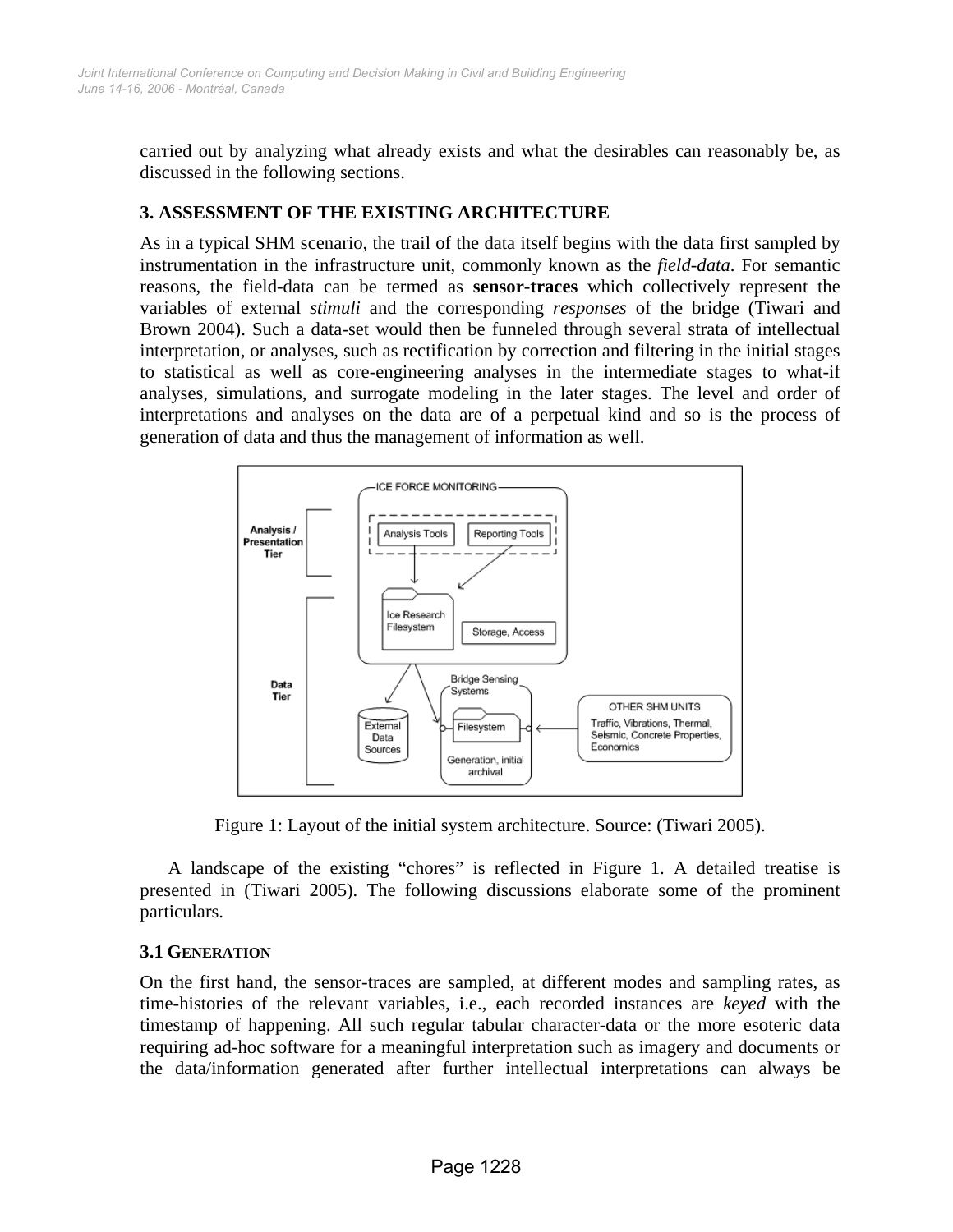carried out by analyzing what already exists and what the desirables can reasonably be, as discussed in the following sections.

## 3. ASSESSMENT OF THE EXISTING ARCHITECTURE

As in a typical SHM scenario, the trail of the data itself begins with the data first sampled by instrumentation in the infrastructure unit, commonly known as the *field-data*. For semantic reasons, the field-data can be termed as **sensor-traces** which collectively represent the variables of external *stimuli* and the corresponding *responses* of the bridge (Tiwari and Brown 2004). Such a data-set would then be funneled through several strata of intellectual interpretation, or analyses, such as rectification by correction and filtering in the initial stages to statistical as well as core-engineering analyses in the intermediate stages to what-if analyses, simulations, and surrogate modeling in the later stages. The level and order of interpretations and analyses on the data are of a perpetual kind and so is the process of generation of data and thus the management of information as well.

Figure 1: Layout of the initial system architecture. Source: (Tiwari 2005).

A landscape of the existing "chores" is reflected in Figure 1. A detailed treatise is presented in (Tiwari 2005). The following discussions elaborate some of the prominent particulars.

### 3.1 GENERATION

On the first hand, the sensor-traces are sampled, at different modes and sampling rates, as time-histories of the relevant variables, i.e., each recorded instances are *keyed* with the timestamp of happening. All such regular tabular character-data or the more esoteric data requiring ad-hoc software for a meaningful interpretation such as imagery and documents or the data/information generated after further intellectual interpretations can always be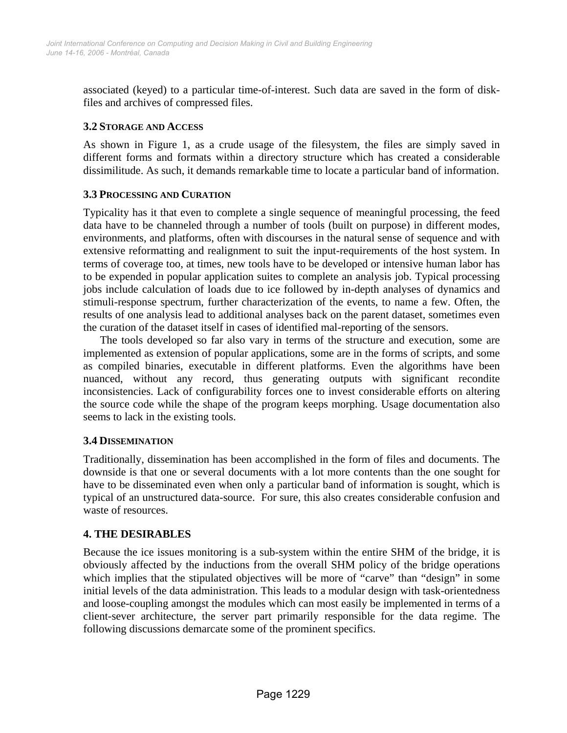associated (keyed) to a particular time-of-interest. Such data are saved in the form of disk-files and archives of compressed files.

### 3.2 Storage and Access

As shown in Figure 1, as a crude usage of the filesystem, the files are simply saved in different forms and formats within a directory structure which has created a considerable dissimilitude. As such, it demands remarkable time to locate a particular band of information.

### 3.3 Processing and Curation

Typicality has it that even to complete a single sequence of meaningful processing, the feed data have to be channeled through a number of tools (built on purpose) in different modes, environments, and platforms, often with discourses in the natural sense of sequence and with extensive reformatting and realignment to suit the input-requirements of the host system. In terms of coverage too, at times, new tools have to be developed or intensive human labor has to be expended in popular application suites to complete an analysis job. Typical processing jobs include calculation of loads due to ice followed by in-depth analyses of dynamics and stimuli-response spectrum, further characterization of the events, to name a few. Often, the results of one analysis lead to additional analyses back on the parent dataset, sometimes even the curation of the dataset itself in cases of identified mal-reporting of the sensors.

The tools developed so far also vary in terms of the structure and execution, some are implemented as extension of popular applications, some are in the forms of scripts, and some as compiled binaries, executable in different platforms. Even the algorithms have been nuanced, without any record, thus generating outputs with significant recondite inconsistencies. Lack of configurability forces one to invest considerable efforts on altering the source code while the shape of the program keeps morphing. Usage documentation also seems to lack in the existing tools.

### 3.4 Dissemination

Traditionally, dissemination has been accomplished in the form of files and documents. The downside is that one or several documents with a lot more contents than the one sought for have to be disseminated even when only a particular band of information is sought, which is typical of an unstructured data-source. For sure, this also creates considerable confusion and waste of resources.

## 4. THE DESIRABLES

Because the ice issues monitoring is a sub-system within the entire SHM of the bridge, it is obviously affected by the inductions from the overall SHM policy of the bridge operations which implies that the stipulated objectives will be more of "carve" than "design" in some initial levels of the data administration. This leads to a modular design with task-orientedness and loose-coupling amongst the modules which can most easily be implemented in terms of a client-sever architecture, the server part primarily responsible for the data regime. The following discussions demarcate some of the prominent specifics.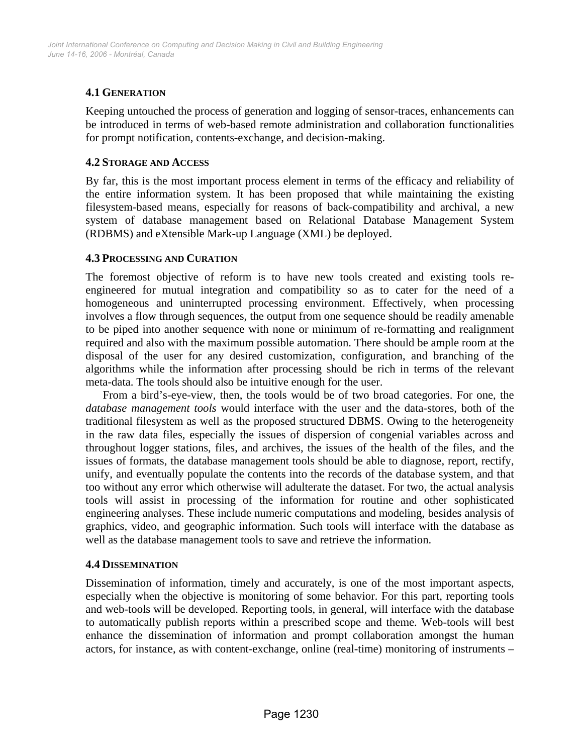### 4.1 Generation

Keeping untouched the process of generation and logging of sensor-traces, enhancements can be introduced in terms of web-based remote administration and collaboration functionalities for prompt notification, contents-exchange, and decision-making.

### 4.2 Storage and Access

By far, this is the most important process element in terms of the efficacy and reliability of the entire information system. It has been proposed that while maintaining the existing filesystem-based means, especially for reasons of back-compatibility and archival, a new system of database management based on Relational Database Management System (RDBMS) and eXtensible Mark-up Language (XML) be deployed.

### 4.3 Processing and Curation

The foremost objective of reform is to have new tools created and existing tools re-engineered for mutual integration and compatibility so as to cater for the need of a homogeneous and uninterrupted processing environment. Effectively, when processing involves a flow through sequences, the output from one sequence should be readily amenable to be piped into another sequence with none or minimum of re-formatting and realignment required and also with the maximum possible automation. There should be ample room at the disposal of the user for any desired customization, configuration, and branching of the algorithms while the information after processing should be rich in terms of the relevant meta-data. The tools should also be intuitive enough for the user.

From a bird's-eye-view, then, the tools would be of two broad categories. For one, the *database management tools* would interface with the user and the data-stores, both of the traditional filesystem as well as the proposed structured DBMS. Owing to the heterogeneity in the raw data files, especially the issues of dispersion of congenial variables across and throughout logger stations, files, and archives, the issues of the health of the files, and the issues of formats, the database management tools should be able to diagnose, report, rectify, unify, and eventually populate the contents into the records of the database system, and that too without any error which otherwise will adulterate the dataset. For two, the actual analysis tools will assist in processing of the information for routine and other sophisticated engineering analyses. These include numeric computations and modeling, besides analysis of graphics, video, and geographic information. Such tools will interface with the database as well as the database management tools to save and retrieve the information.

### 4.4 Dissemination

Dissemination of information, timely and accurately, is one of the most important aspects, especially when the objective is monitoring of some behavior. For this part, reporting tools and web-tools will be developed. Reporting tools, in general, will interface with the database to automatically publish reports within a prescribed scope and theme. Web-tools will best enhance the dissemination of information and prompt collaboration amongst the human actors, for instance, as with content-exchange, online (real-time) monitoring of instruments –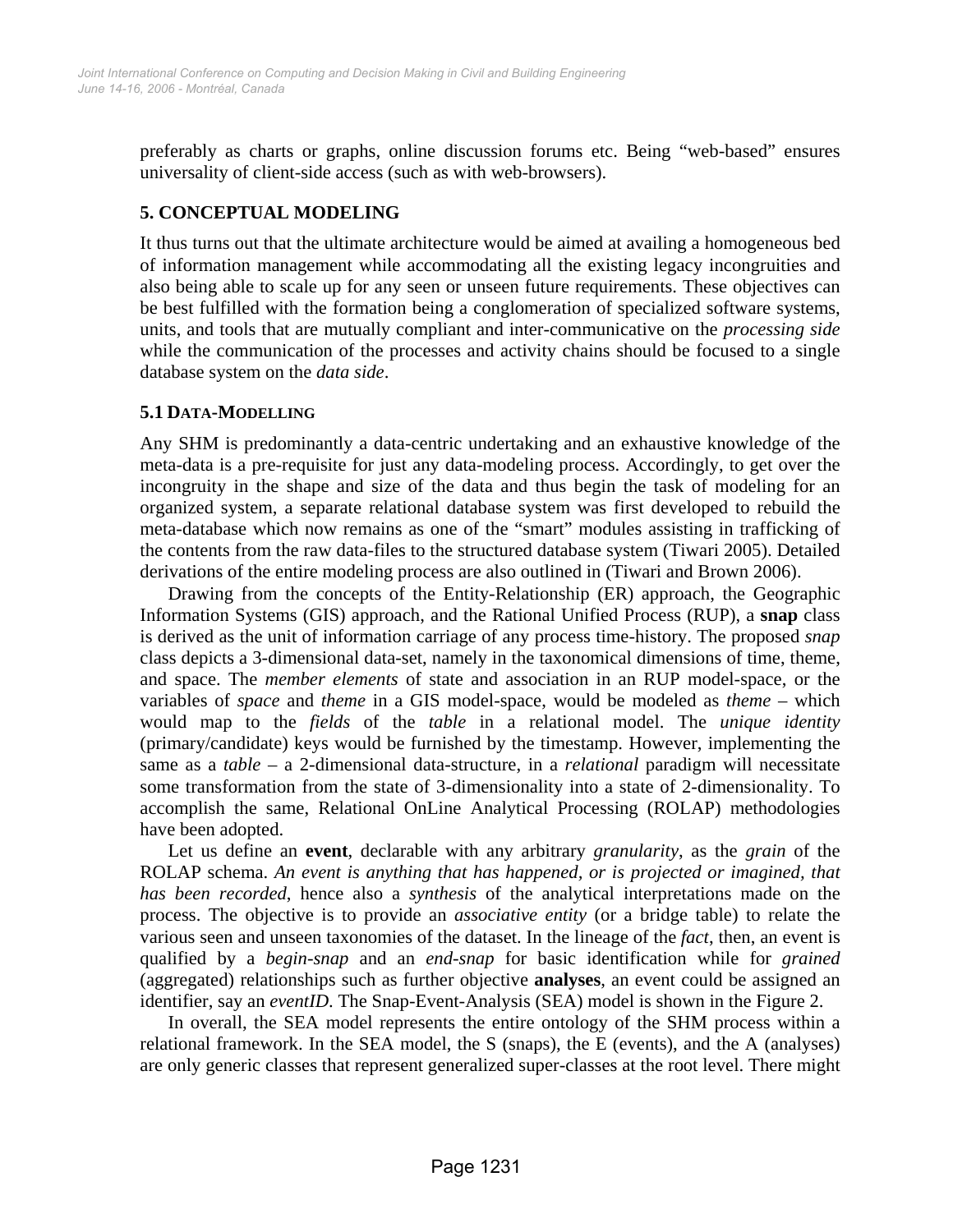preferably as charts or graphs, online discussion forums etc. Being "web-based" ensures universality of client-side access (such as with web-browsers).

## 5. CONCEPTUAL MODELING

It thus turns out that the ultimate architecture would be aimed at availing a homogeneous bed of information management while accommodating all the existing legacy incongruities and also being able to scale up for any seen or unseen future requirements. These objectives can be best fulfilled with the formation being a conglomeration of specialized software systems, units, and tools that are mutually compliant and inter-communicative on the *processing side* while the communication of the processes and activity chains should be focused to a single database system on the *data side*.

### 5.1 DATA-MODELLING

Any SHM is predominantly a data-centric undertaking and an exhaustive knowledge of the meta-data is a pre-requisite for just any data-modeling process. Accordingly, to get over the incongruity in the shape and size of the data and thus begin the task of modeling for an organized system, a separate relational database system was first developed to rebuild the meta-database which now remains as one of the "smart" modules assisting in trafficking of the contents from the raw data-files to the structured database system (Tiwari 2005). Detailed derivations of the entire modeling process are also outlined in (Tiwari and Brown 2006).

Drawing from the concepts of the Entity-Relationship (ER) approach, the Geographic Information Systems (GIS) approach, and the Rational Unified Process (RUP), a **snap** class is derived as the unit of information carriage of any process time-history. The proposed *snap* class depicts a 3-dimensional data-set, namely in the taxonomical dimensions of time, theme, and space. The *member elements* of state and association in an RUP model-space, or the variables of *space* and *theme* in a GIS model-space, would be modeled as *theme* – which would map to the *fields* of the *table* in a relational model. The *unique identity* (primary/candidate) keys would be furnished by the timestamp. However, implementing the same as a *table* – a 2-dimensional data-structure, in a *relational* paradigm will necessitate some transformation from the state of 3-dimensionality into a state of 2-dimensionality. To accomplish the same, Relational OnLine Analytical Processing (ROLAP) methodologies have been adopted.

Let us define an **event**, declarable with any arbitrary *granularity*, as the *grain* of the ROLAP schema. *An event is anything that has happened, or is projected or imagined, that has been recorded*, hence also a *synthesis* of the analytical interpretations made on the process. The objective is to provide an *associative entity* (or a bridge table) to relate the various seen and unseen taxonomies of the dataset. In the lineage of the *fact*, then, an event is qualified by a *begin-snap* and an *end-snap* for basic identification while for *grained* (aggregated) relationships such as further objective **analyses**, an event could be assigned an identifier, say an *eventID*. The Snap-Event-Analysis (SEA) model is shown in the Figure 2.

In overall, the SEA model represents the entire ontology of the SHM process within a relational framework. In the SEA model, the S (snaps), the E (events), and the A (analyses) are only generic classes that represent generalized super-classes at the root level. There might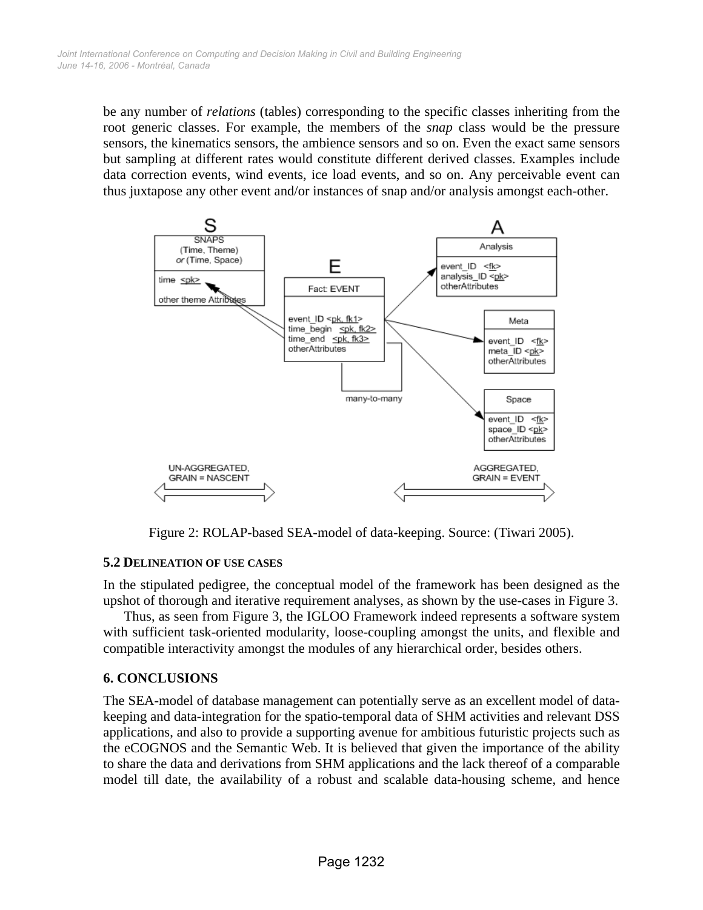be any number of *relations* (tables) corresponding to the specific classes inheriting from the root generic classes. For example, the members of the *snap* class would be the pressure sensors, the kinematics sensors, the ambience sensors and so on. Even the exact same sensors but sampling at different rates would constitute different derived classes. Examples include data correction events, wind events, ice load events, and so on. Any perceivable event can thus juxtapose any other event and/or instances of snap and/or analysis amongst each-other.

Figure 2: ROLAP-based SEA-model of data-keeping. Source: (Tiwari 2005).

### 5.2 DELINEATION OF USE CASES

In the stipulated pedigree, the conceptual model of the framework has been designed as the upshot of thorough and iterative requirement analyses, as shown by the use-cases in Figure 3.

Thus, as seen from Figure 3, the IGLOO Framework indeed represents a software system with sufficient task-oriented modularity, loose-coupling amongst the units, and flexible and compatible interactivity amongst the modules of any hierarchical order, besides others.

## 6. CONCLUSIONS

The SEA-model of database management can potentially serve as an excellent model of data-keeping and data-integration for the spatio-temporal data of SHM activities and relevant DSS applications, and also to provide a supporting avenue for ambitious futuristic projects such as the eCOGNOS and the Semantic Web. It is believed that given the importance of the ability to share the data and derivations from SHM applications and the lack thereof of a comparable model till date, the availability of a robust and scalable data-housing scheme, and hence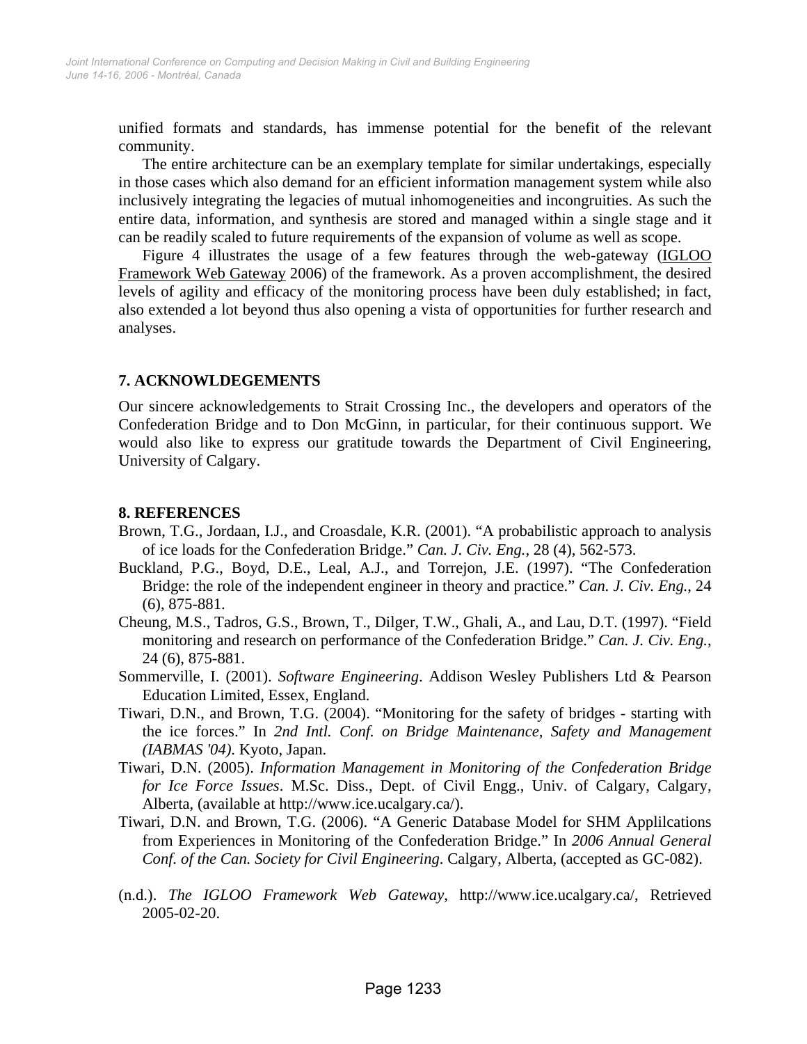unified formats and standards, has immense potential for the benefit of the relevant community.

The entire architecture can be an exemplary template for similar undertakings, especially in those cases which also demand for an efficient information management system while also inclusively integrating the legacies of mutual inhomogeneities and incongruities. As such the entire data, information, and synthesis are stored and managed within a single stage and it can be readily scaled to future requirements of the expansion of volume as well as scope.

Figure 4 illustrates the usage of a few features through the web-gateway (IGLOO Framework Web Gateway 2006) of the framework. As a proven accomplishment, the desired levels of agility and efficacy of the monitoring process have been duly established; in fact, also extended a lot beyond thus also opening a vista of opportunities for further research and analyses.

## 7. ACKNOWLDEGEMENTS

Our sincere acknowledgements to Strait Crossing Inc., the developers and operators of the Confederation Bridge and to Don McGinn, in particular, for their continuous support. We would also like to express our gratitude towards the Department of Civil Engineering, University of Calgary.

## 8. REFERENCES

Brown, T.G., Jordaan, I.J., and Croasdale, K.R. (2001). "A probabilistic approach to analysis of ice loads for the Confederation Bridge." *Can. J. Civ. Eng.*, 28 (4), 562-573.

Buckland, P.G., Boyd, D.E., Leal, A.J., and Torrejon, J.E. (1997). "The Confederation Bridge: the role of the independent engineer in theory and practice." *Can. J. Civ. Eng.*, 24 (6), 875-881.

Cheung, M.S., Tadros, G.S., Brown, T., Dilger, T.W., Ghali, A., and Lau, D.T. (1997). "Field monitoring and research on performance of the Confederation Bridge." *Can. J. Civ. Eng.*, 24 (6), 875-881.

Sommerville, I. (2001). *Software Engineering*. Addison Wesley Publishers Ltd & Pearson Education Limited, Essex, England.

Tiwari, D.N., and Brown, T.G. (2004). "Monitoring for the safety of bridges - starting with the ice forces." In *2nd Intl. Conf. on Bridge Maintenance, Safety and Management (IABMAS '04)*. Kyoto, Japan.

Tiwari, D.N. (2005). *Information Management in Monitoring of the Confederation Bridge for Ice Force Issues*. M.Sc. Diss., Dept. of Civil Engg., Univ. of Calgary, Calgary, Alberta, (available at http://www.ice.ucalgary.ca/).

Tiwari, D.N. and Brown, T.G. (2006). "A Generic Database Model for SHM Applilcations from Experiences in Monitoring of the Confederation Bridge." In *2006 Annual General Conf. of the Can. Society for Civil Engineering*. Calgary, Alberta, (accepted as GC-082).

(n.d.). *The IGLOO Framework Web Gateway*, http://www.ice.ucalgary.ca/, Retrieved 2005-02-20.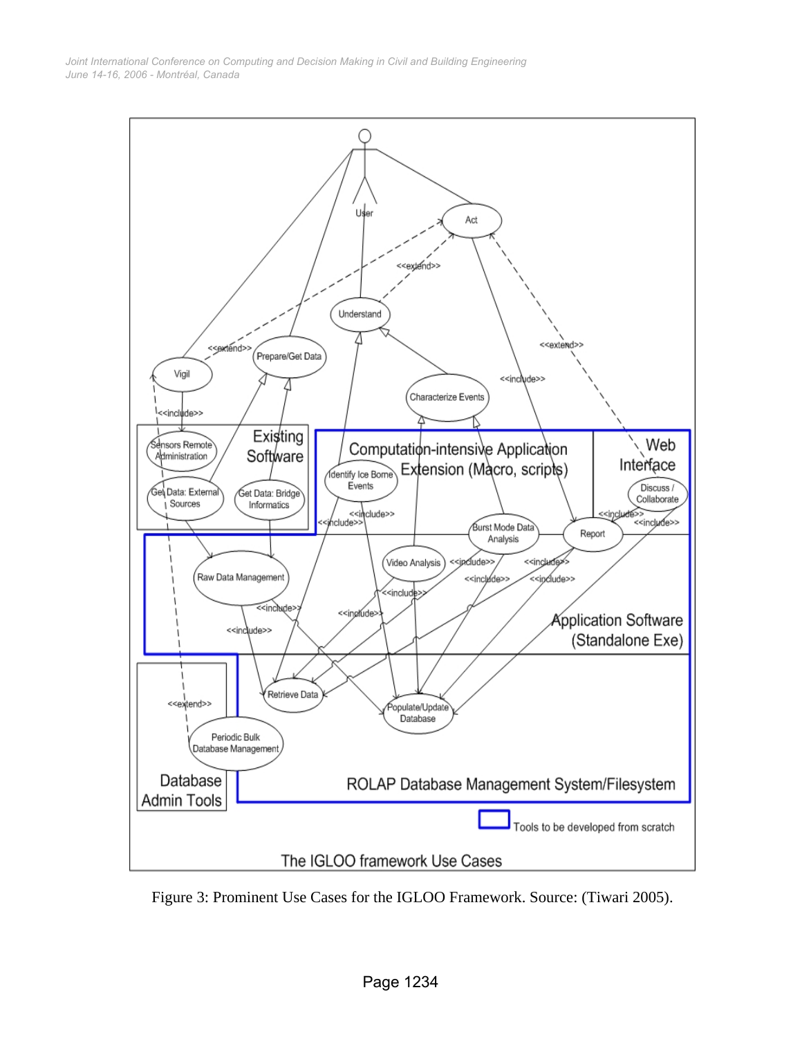Figure 3: Prominent Use Cases for the IGLOO Framework. Source: (Tiwari 2005).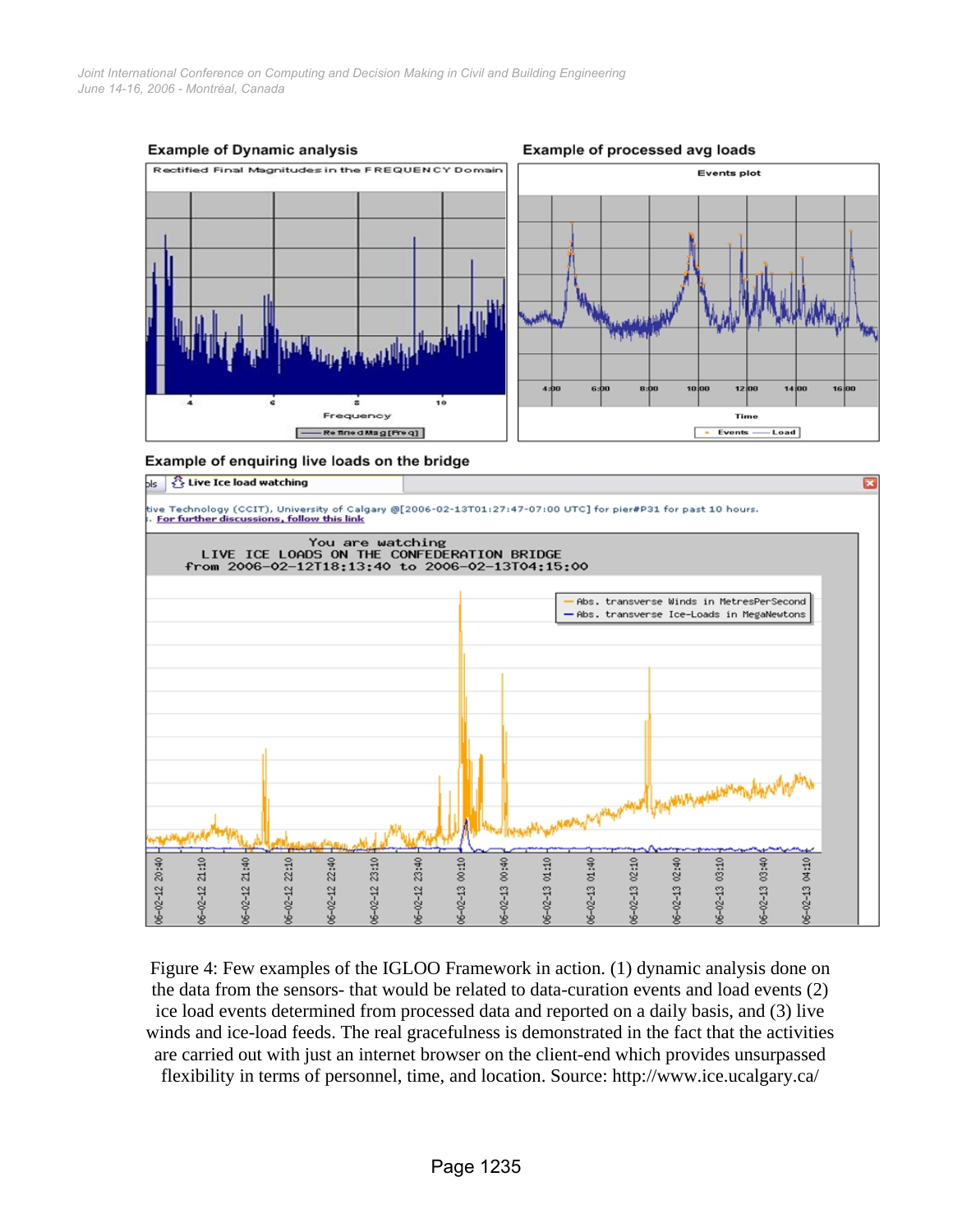Example of Dynamic analysis

Rectified Final Magnitudes in the FREQUENCY Domain

4
6
8
10
Frequency
Refined Mag [Freq]

Example of processed avg loads

Events plot

4:00
6:00
8:00
10:00
12:00
14:00
16:00
Time
Events
Load

Example of enquiring live loads on the bridge

Live Ice load watching

tive Technology (CCIT), University of Calgary @[2006-02-13T01:27:47-07:00 UTC] for pier#P31 for past 10 hours.
For further discussions, follow this link

You are watching
LIVE ICE LOADS ON THE CONFEDERATION BRIDGE
from 2006-02-12T18:13:40 to 2006-02-13T04:15:00

Abs. transverse Winds in MetresPerSecond
Abs. transverse Ice-Loads in MegaNewtons

06-02-12 20:40
06-02-12 21:10
06-02-12 21:40
06-02-12 22:10
06-02-12 22:40
06-02-12 23:10
06-02-12 23:40
06-02-13 00:10
06-02-13 00:40
06-02-13 01:10
06-02-13 01:40
06-02-13 02:10
06-02-13 02:40
06-02-13 03:10
06-02-13 03:40
06-02-13 04:10

Figure 4: Few examples of the IGLOO Framework in action. (1) dynamic analysis done on the data from the sensors- that would be related to data-curation events and load events (2) ice load events determined from processed data and reported on a daily basis, and (3) live winds and ice-load feeds. The real gracefulness is demonstrated in the fact that the activities are carried out with just an internet browser on the client-end which provides unsurpassed flexibility in terms of personnel, time, and location. Source: http://www.ice.ucalgary.ca/